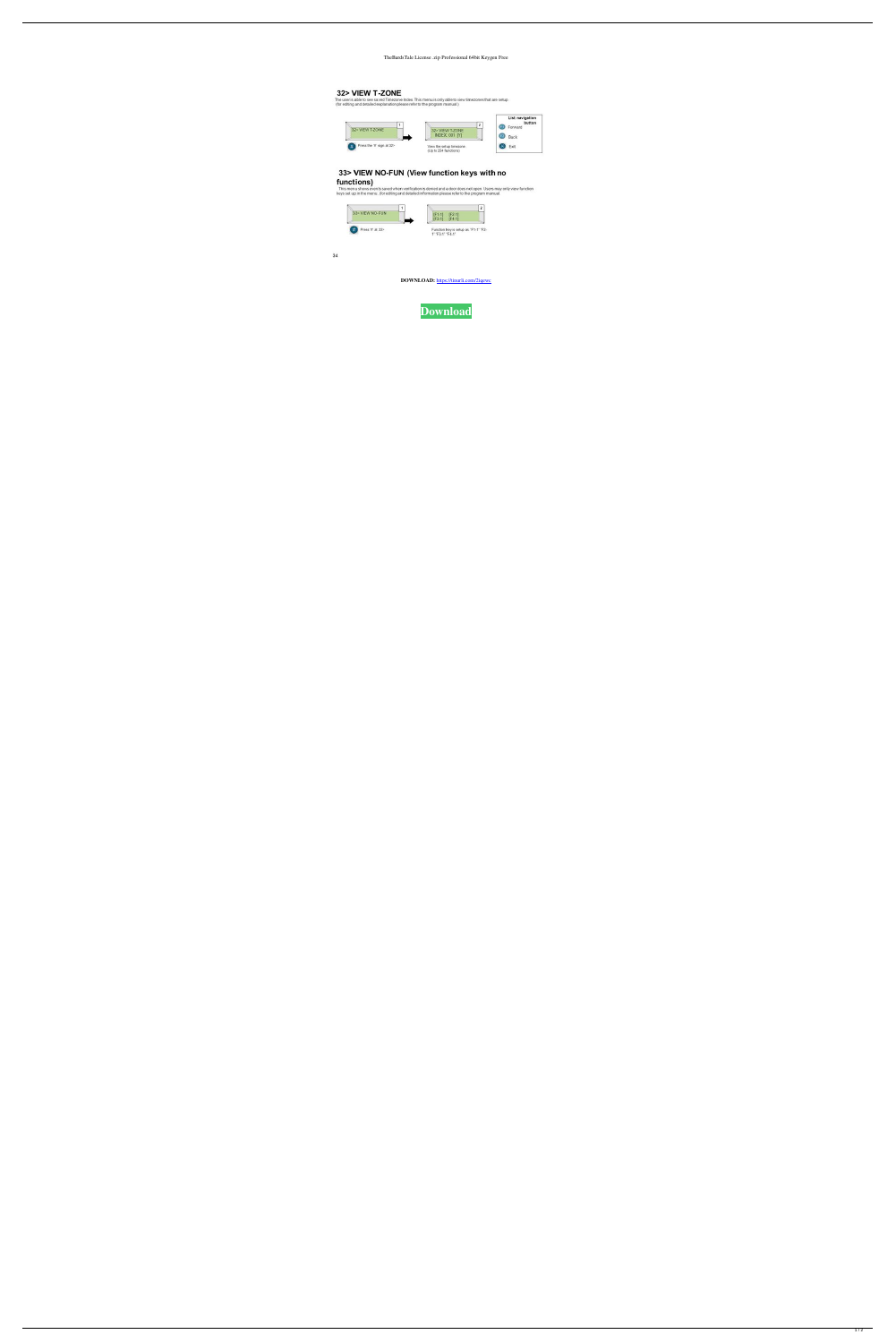TheBardsTale License ..zip Professional 64bit Keygen Free

## 32> VIEW T-ZONE

The user is able to see saved Timezone index. This menu is only able to view timezones that are setup (for editing and detailed explanation please refer to the program manual.)

32> VIEW T-ZONE

32> VIEW T-ZONE
INDEX: 001 [Y]

Press the '#' sign at 32>

View the setup timezone (Up to 254 functions)

List navigation button
Forward
Back
Exit

## 33> VIEW NO-FUN (View function keys with no functions)

This menu shows events saved when verification is denied and action does not appear. Users may only view function keys set up in the menu. (for editing and detailed information please refer to the program manual.

33> VIEW NO-FUN

[F1:1] [F2:1]
[F3:1] [F4:1]

Press '#' at 33>

Function keys in setup as: "F1:1" "F2:1" "F3:1" "F4:1"

34

**DOWNLOAD:** https://tinurli.com/2iqcws

Download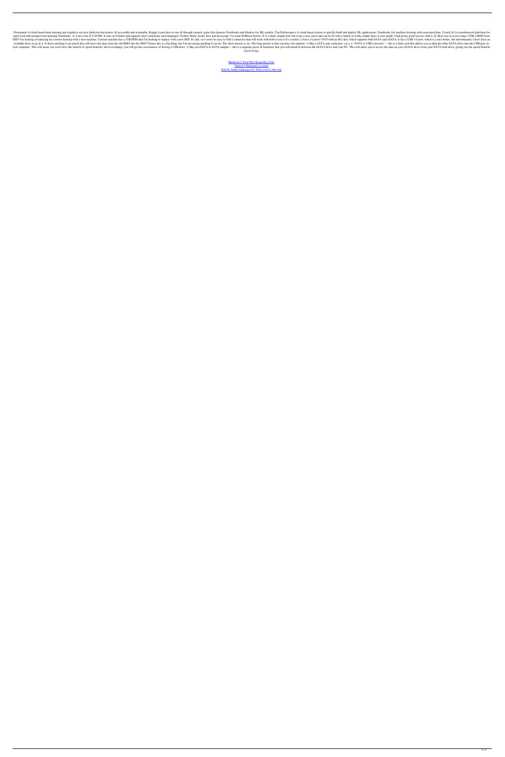Firmament A cloud-based deep learning and cognitive services platform that makes AI accessible and actionable. Kaggle Learn how to run AI through curated, game-like datasets Notebooks and libraries for ML models. Top Performance A cloud-based system to quickly build and deploy ML applications. Notebooks for machine learning with associated data. Crowd AI A crowdsourced platform for supervised and unsupervised learning Notebooks. A: I am a fan of CACHE. It runs on Ubuntu and supports most commonly used languages: Python, Ruby, Scala, Java and Javascript. I've used XGBoost before. It is a fairly simple tool, but it has a nice curve and can be fit with a bunch of really simple lines in your graph. I had pretty good success with it. Q: Best way to access large (1TB+) HDD from SSD? I'm looking at replacing my current desktop with a new machine. Current machine has a 1TB HDD that I'm looking to replace with a new SSD. It's old, so it won't be easy to find a connector that will work with both (even if it's a molex). I have a Lenovo T410 with an M.2 slot, which supports both SATA and eSATA. It has a USB 3.0 port, which is a nice bonus, but unfortunately I don't have an available drive to go in it. Is there anything I can attach that will move the data from the old HDD into the SSD? I know this is a big thing, but I'm not seeing anything I can do. The short answer is, no. The long answer is that you have two options: 1) Buy a SATA port replicator, a.k.a. a "SATA to USB converter" -- this is a little card that allows you to plug the older SATA drive into the USB port on your computer. This will mean you won't have the benefit of speed benefits, but in exchange, you will get the convenience of having a USB drive. 2) Buy an eSATA to SATA adapter -- this is a separate piece of hardware that you will install in between the eSATA drive and your PC. This will allow you to access the data on your eSATA drive from your SATA hard drive, giving you the speed benefits 82157476af

[Medieval 2 Total War Steam Key Free](#)
[Ennvot 8 Illustrator cc crack](#)
[HACK Adobe InDesign CC 2018 (v16.0) x86-x64](#)